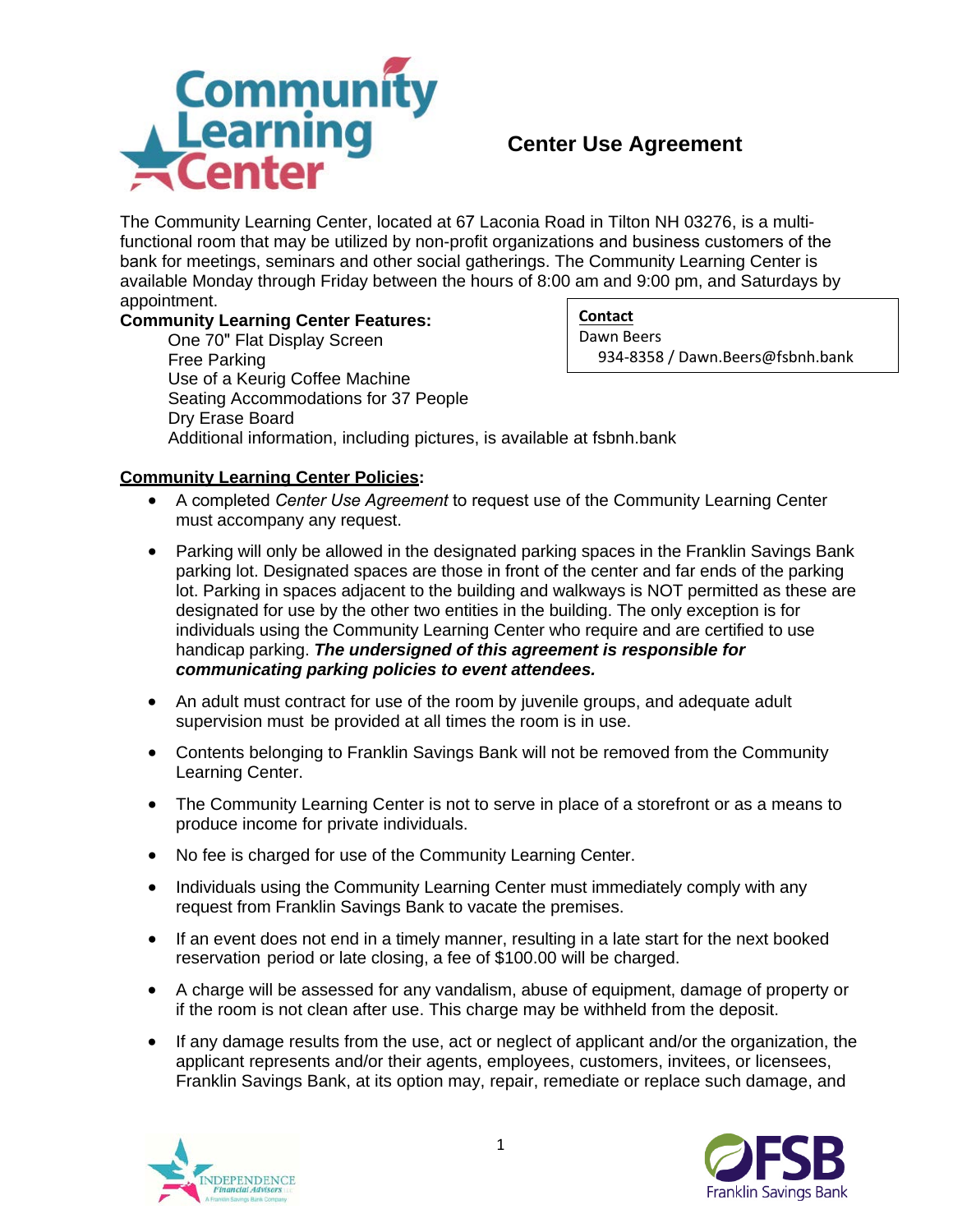# Center Use Agreement

The Community Learning Center, located at 67 Laconia Road in Tilton NH 03276, is a multi-functional room that may be utilized by non-profit organizations and business customers of the bank for meetings, seminars and other social gatherings. The Community Learning Center is available Monday through Friday between the hours of 8:00 am and 9:00 pm, and Saturdays by appointment.

**Contact**
Dawn Beers
934-8358 / Dawn.Beers@fsbnh.bank

**Community Learning Center Features:**

One 70" Flat Display Screen
Free Parking
Use of a Keurig Coffee Machine
Seating Accommodations for 37 People
Dry Erase Board
Additional information, including pictures, is available at fsbnh.bank

**Community Learning Center Policies:**

- A completed *Center Use Agreement* to request use of the Community Learning Center must accompany any request.
- Parking will only be allowed in the designated parking spaces in the Franklin Savings Bank parking lot. Designated spaces are those in front of the center and far ends of the parking lot. Parking in spaces adjacent to the building and walkways is NOT permitted as these are designated for use by the other two entities in the building. The only exception is for individuals using the Community Learning Center who require and are certified to use handicap parking. ***The undersigned of this agreement is responsible for communicating parking policies to event attendees.***
- An adult must contract for use of the room by juvenile groups, and adequate adult supervision must be provided at all times the room is in use.
- Contents belonging to Franklin Savings Bank will not be removed from the Community Learning Center.
- The Community Learning Center is not to serve in place of a storefront or as a means to produce income for private individuals.
- No fee is charged for use of the Community Learning Center.
- Individuals using the Community Learning Center must immediately comply with any request from Franklin Savings Bank to vacate the premises.
- If an event does not end in a timely manner, resulting in a late start for the next booked reservation period or late closing, a fee of $100.00 will be charged.
- A charge will be assessed for any vandalism, abuse of equipment, damage of property or if the room is not clean after use. This charge may be withheld from the deposit.
- If any damage results from the use, act or neglect of applicant and/or the organization, the applicant represents and/or their agents, employees, customers, invitees, or licensees, Franklin Savings Bank, at its option may, repair, remediate or replace such damage, and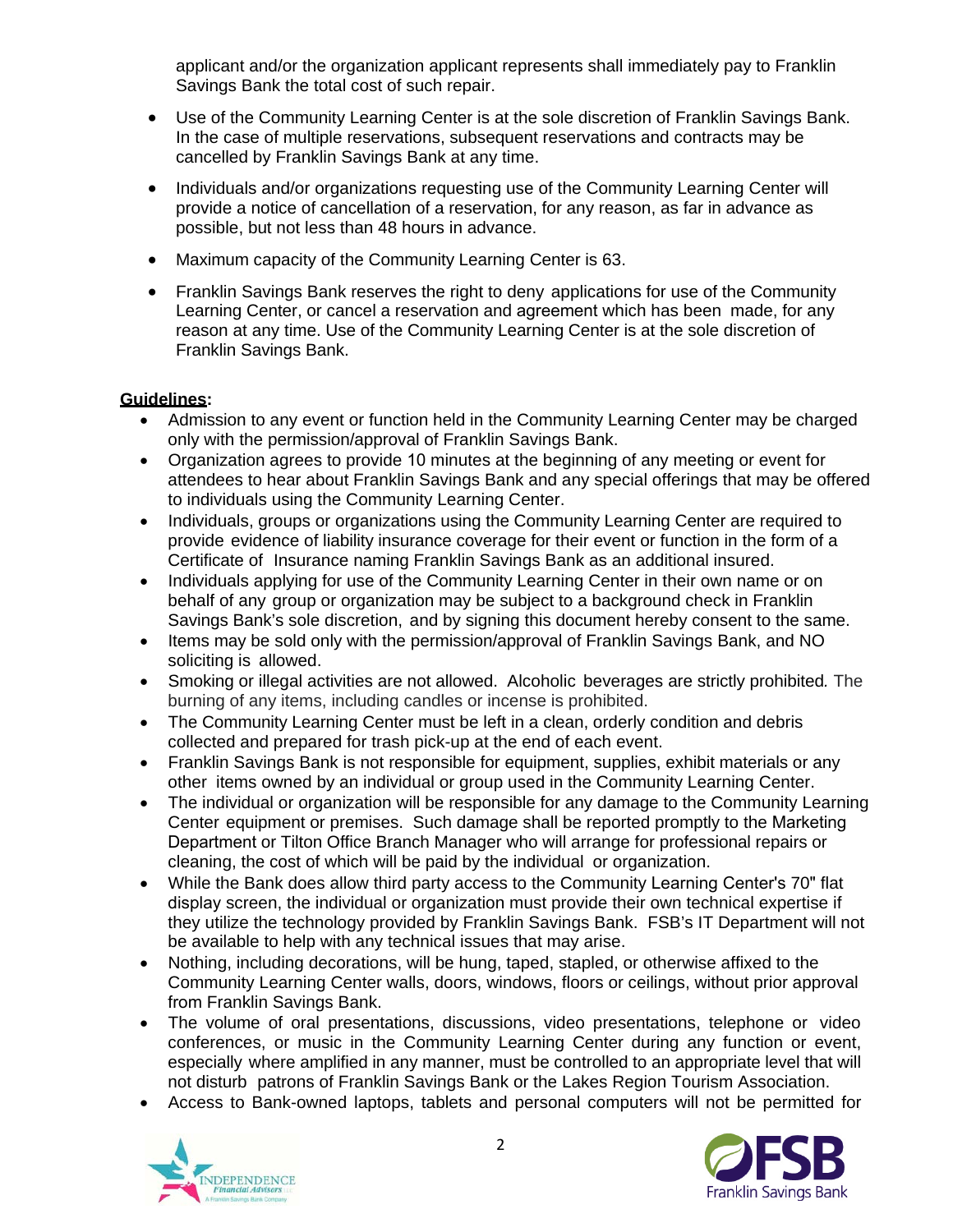applicant and/or the organization applicant represents shall immediately pay to Franklin Savings Bank the total cost of such repair.

- Use of the Community Learning Center is at the sole discretion of Franklin Savings Bank. In the case of multiple reservations, subsequent reservations and contracts may be cancelled by Franklin Savings Bank at any time.
- Individuals and/or organizations requesting use of the Community Learning Center will provide a notice of cancellation of a reservation, for any reason, as far in advance as possible, but not less than 48 hours in advance.
- Maximum capacity of the Community Learning Center is 63.
- Franklin Savings Bank reserves the right to deny applications for use of the Community Learning Center, or cancel a reservation and agreement which has been made, for any reason at any time. Use of the Community Learning Center is at the sole discretion of Franklin Savings Bank.

**Guidelines:**

- Admission to any event or function held in the Community Learning Center may be charged only with the permission/approval of Franklin Savings Bank.
- Organization agrees to provide 10 minutes at the beginning of any meeting or event for attendees to hear about Franklin Savings Bank and any special offerings that may be offered to individuals using the Community Learning Center.
- Individuals, groups or organizations using the Community Learning Center are required to provide evidence of liability insurance coverage for their event or function in the form of a Certificate of Insurance naming Franklin Savings Bank as an additional insured.
- Individuals applying for use of the Community Learning Center in their own name or on behalf of any group or organization may be subject to a background check in Franklin Savings Bank's sole discretion, and by signing this document hereby consent to the same.
- Items may be sold only with the permission/approval of Franklin Savings Bank, and NO soliciting is allowed.
- Smoking or illegal activities are not allowed. Alcoholic beverages are strictly prohibited. The burning of any items, including candles or incense is prohibited.
- The Community Learning Center must be left in a clean, orderly condition and debris collected and prepared for trash pick-up at the end of each event.
- Franklin Savings Bank is not responsible for equipment, supplies, exhibit materials or any other items owned by an individual or group used in the Community Learning Center.
- The individual or organization will be responsible for any damage to the Community Learning Center equipment or premises. Such damage shall be reported promptly to the Marketing Department or Tilton Office Branch Manager who will arrange for professional repairs or cleaning, the cost of which will be paid by the individual or organization.
- While the Bank does allow third party access to the Community Learning Center's 70" flat display screen, the individual or organization must provide their own technical expertise if they utilize the technology provided by Franklin Savings Bank. FSB's IT Department will not be available to help with any technical issues that may arise.
- Nothing, including decorations, will be hung, taped, stapled, or otherwise affixed to the Community Learning Center walls, doors, windows, floors or ceilings, without prior approval from Franklin Savings Bank.
- The volume of oral presentations, discussions, video presentations, telephone or video conferences, or music in the Community Learning Center during any function or event, especially where amplified in any manner, must be controlled to an appropriate level that will not disturb patrons of Franklin Savings Bank or the Lakes Region Tourism Association.
- Access to Bank-owned laptops, tablets and personal computers will not be permitted for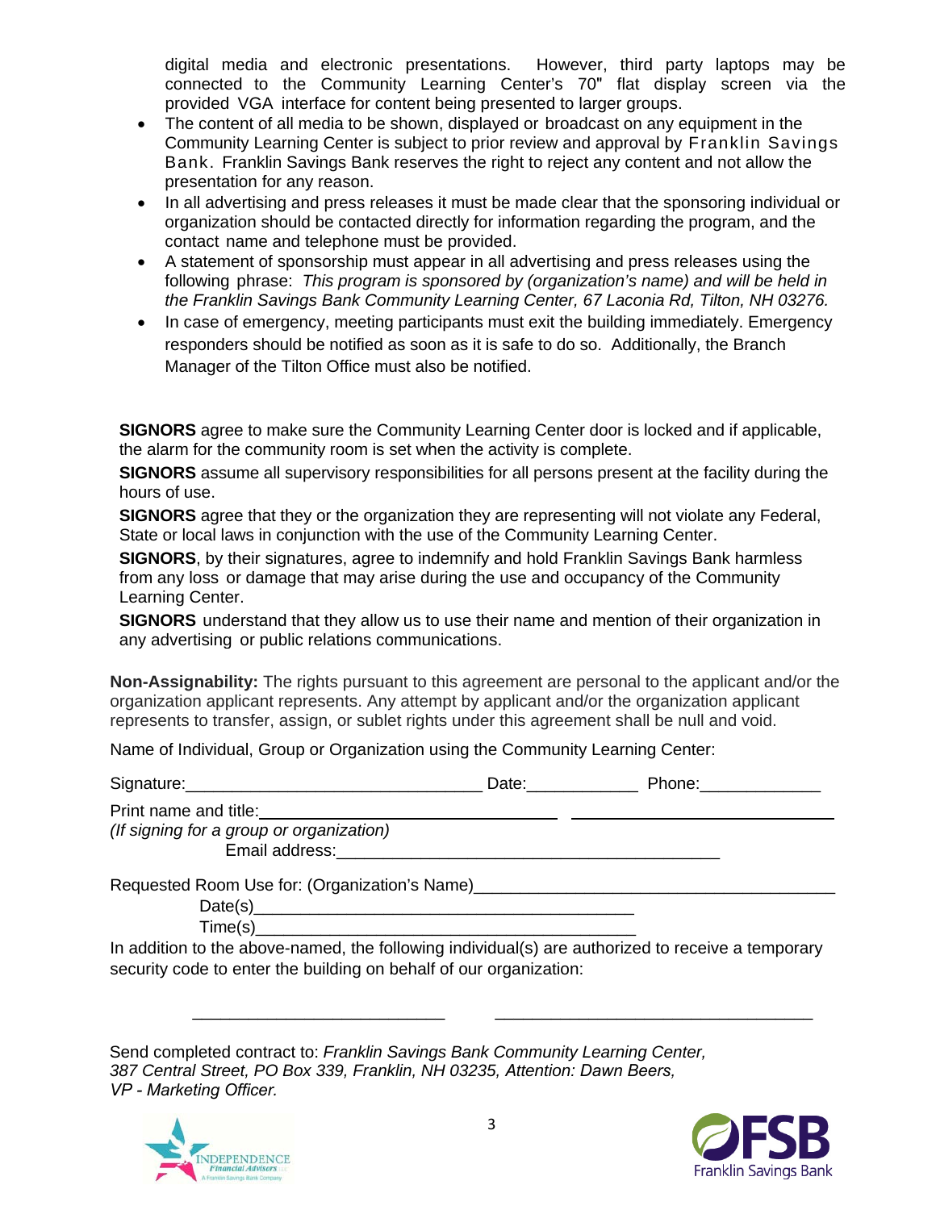digital media and electronic presentations. However, third party laptops may be connected to the Community Learning Center's 70" flat display screen via the provided VGA interface for content being presented to larger groups.

- The content of all media to be shown, displayed or broadcast on any equipment in the Community Learning Center is subject to prior review and approval by Franklin Savings Bank. Franklin Savings Bank reserves the right to reject any content and not allow the presentation for any reason.
- In all advertising and press releases it must be made clear that the sponsoring individual or organization should be contacted directly for information regarding the program, and the contact name and telephone must be provided.
- A statement of sponsorship must appear in all advertising and press releases using the following phrase: *This program is sponsored by (organization's name) and will be held in the Franklin Savings Bank Community Learning Center, 67 Laconia Rd, Tilton, NH 03276.*
- In case of emergency, meeting participants must exit the building immediately. Emergency responders should be notified as soon as it is safe to do so. Additionally, the Branch Manager of the Tilton Office must also be notified.

**SIGNORS** agree to make sure the Community Learning Center door is locked and if applicable, the alarm for the community room is set when the activity is complete.

**SIGNORS** assume all supervisory responsibilities for all persons present at the facility during the hours of use.

**SIGNORS** agree that they or the organization they are representing will not violate any Federal, State or local laws in conjunction with the use of the Community Learning Center.

**SIGNORS**, by their signatures, agree to indemnify and hold Franklin Savings Bank harmless from any loss or damage that may arise during the use and occupancy of the Community Learning Center.

**SIGNORS** understand that they allow us to use their name and mention of their organization in any advertising or public relations communications.

**Non-Assignability:** The rights pursuant to this agreement are personal to the applicant and/or the organization applicant represents. Any attempt by applicant and/or the organization applicant represents to transfer, assign, or sublet rights under this agreement shall be null and void.

Name of Individual, Group or Organization using the Community Learning Center:

Signature:________________________________ Date:____________ Phone:_____________

Print name and title:________________________________ ________________________________

*(If signing for a group or organization)*

Email address:__________________________________________

Requested Room Use for: (Organization's Name)________________________________________

Date(s)__________________________________________

Time(s)__________________________________________

In addition to the above-named, the following individual(s) are authorized to receive a temporary security code to enter the building on behalf of our organization:

___________________________ ___________________________________

Send completed contract to: *Franklin Savings Bank Community Learning Center, 387 Central Street, PO Box 339, Franklin, NH 03235, Attention: Dawn Beers, VP - Marketing Officer.*

INDEPENDENCE Financial Advisors LLC
A Franklin Savings Bank Company

FSB
Franklin Savings Bank